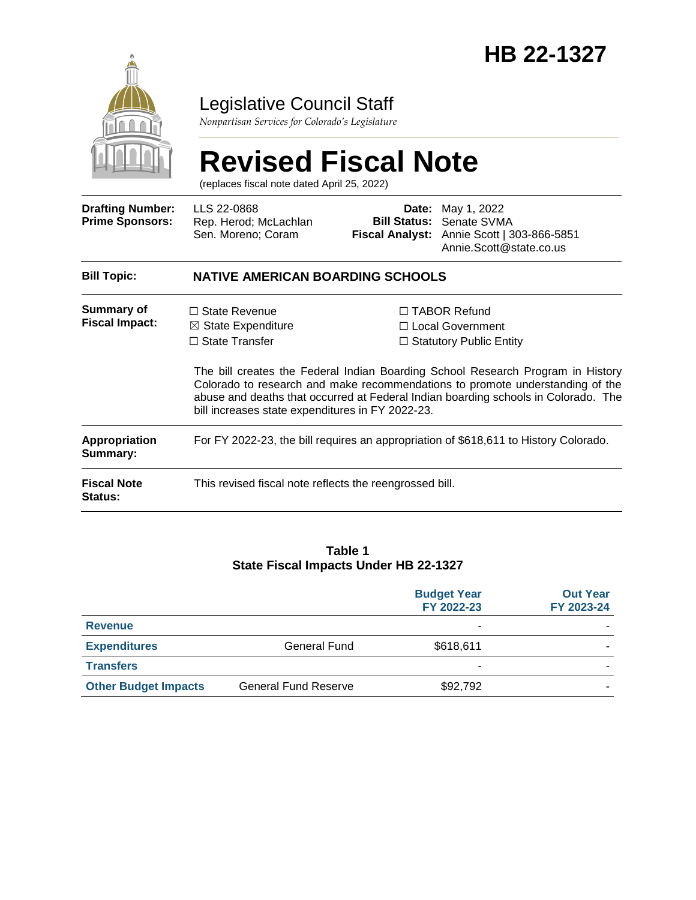# HB 22-1327

Legislative Council Staff

*Nonpartisan Services for Colorado's Legislature*

# Revised Fiscal Note

(replaces fiscal note dated April 25, 2022)

| | | | |
|---|---|---|---|
| **Drafting Number:** | LLS 22-0868 | **Date:** | May 1, 2022 |
| **Prime Sponsors:** | Rep. Herod; McLachlan<br>Sen. Moreno; Coram | **Bill Status:** | Senate SVMA |
| | | **Fiscal Analyst:** | Annie Scott \| 303-866-5851<br>Annie.Scott@state.co.us |

| | |
|---|---|
| **Bill Topic:** | **NATIVE AMERICAN BOARDING SCHOOLS** |

**Summary of Fiscal Impact:**

☐ State Revenue
☒ State Expenditure
☐ State Transfer
☐ TABOR Refund
☐ Local Government
☐ Statutory Public Entity

The bill creates the Federal Indian Boarding School Research Program in History Colorado to research and make recommendations to promote understanding of the abuse and deaths that occurred at Federal Indian boarding schools in Colorado. The bill increases state expenditures in FY 2022-23.

**Appropriation Summary:** For FY 2022-23, the bill requires an appropriation of $618,611 to History Colorado.

**Fiscal Note Status:** This revised fiscal note reflects the reengrossed bill.

**Table 1**
**State Fiscal Impacts Under HB 22-1327**

| | | Budget Year FY 2022-23 | Out Year FY 2023-24 |
|---|---|---|---|
| **Revenue** | | - | - |
| **Expenditures** | General Fund | $618,611 | - |
| **Transfers** | | - | - |
| **Other Budget Impacts** | General Fund Reserve | $92,792 | - |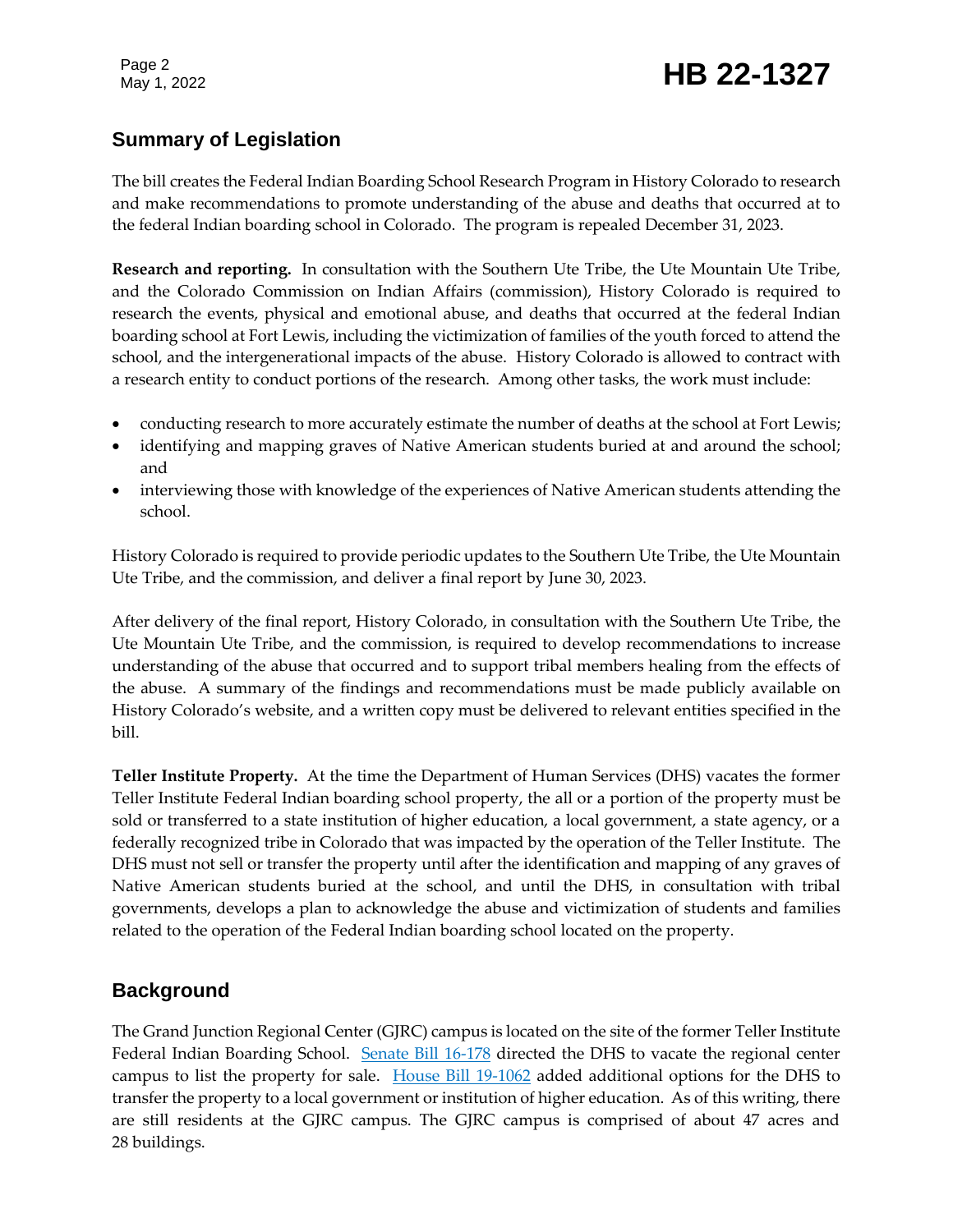## Summary of Legislation

The bill creates the Federal Indian Boarding School Research Program in History Colorado to research and make recommendations to promote understanding of the abuse and deaths that occurred at to the federal Indian boarding school in Colorado. The program is repealed December 31, 2023.

**Research and reporting.** In consultation with the Southern Ute Tribe, the Ute Mountain Ute Tribe, and the Colorado Commission on Indian Affairs (commission), History Colorado is required to research the events, physical and emotional abuse, and deaths that occurred at the federal Indian boarding school at Fort Lewis, including the victimization of families of the youth forced to attend the school, and the intergenerational impacts of the abuse. History Colorado is allowed to contract with a research entity to conduct portions of the research. Among other tasks, the work must include:

- conducting research to more accurately estimate the number of deaths at the school at Fort Lewis;
- identifying and mapping graves of Native American students buried at and around the school; and
- interviewing those with knowledge of the experiences of Native American students attending the school.

History Colorado is required to provide periodic updates to the Southern Ute Tribe, the Ute Mountain Ute Tribe, and the commission, and deliver a final report by June 30, 2023.

After delivery of the final report, History Colorado, in consultation with the Southern Ute Tribe, the Ute Mountain Ute Tribe, and the commission, is required to develop recommendations to increase understanding of the abuse that occurred and to support tribal members healing from the effects of the abuse. A summary of the findings and recommendations must be made publicly available on History Colorado's website, and a written copy must be delivered to relevant entities specified in the bill.

**Teller Institute Property.** At the time the Department of Human Services (DHS) vacates the former Teller Institute Federal Indian boarding school property, the all or a portion of the property must be sold or transferred to a state institution of higher education, a local government, a state agency, or a federally recognized tribe in Colorado that was impacted by the operation of the Teller Institute. The DHS must not sell or transfer the property until after the identification and mapping of any graves of Native American students buried at the school, and until the DHS, in consultation with tribal governments, develops a plan to acknowledge the abuse and victimization of students and families related to the operation of the Federal Indian boarding school located on the property.

## Background

The Grand Junction Regional Center (GJRC) campus is located on the site of the former Teller Institute Federal Indian Boarding School. Senate Bill 16-178 directed the DHS to vacate the regional center campus to list the property for sale. House Bill 19-1062 added additional options for the DHS to transfer the property to a local government or institution of higher education. As of this writing, there are still residents at the GJRC campus. The GJRC campus is comprised of about 47 acres and 28 buildings.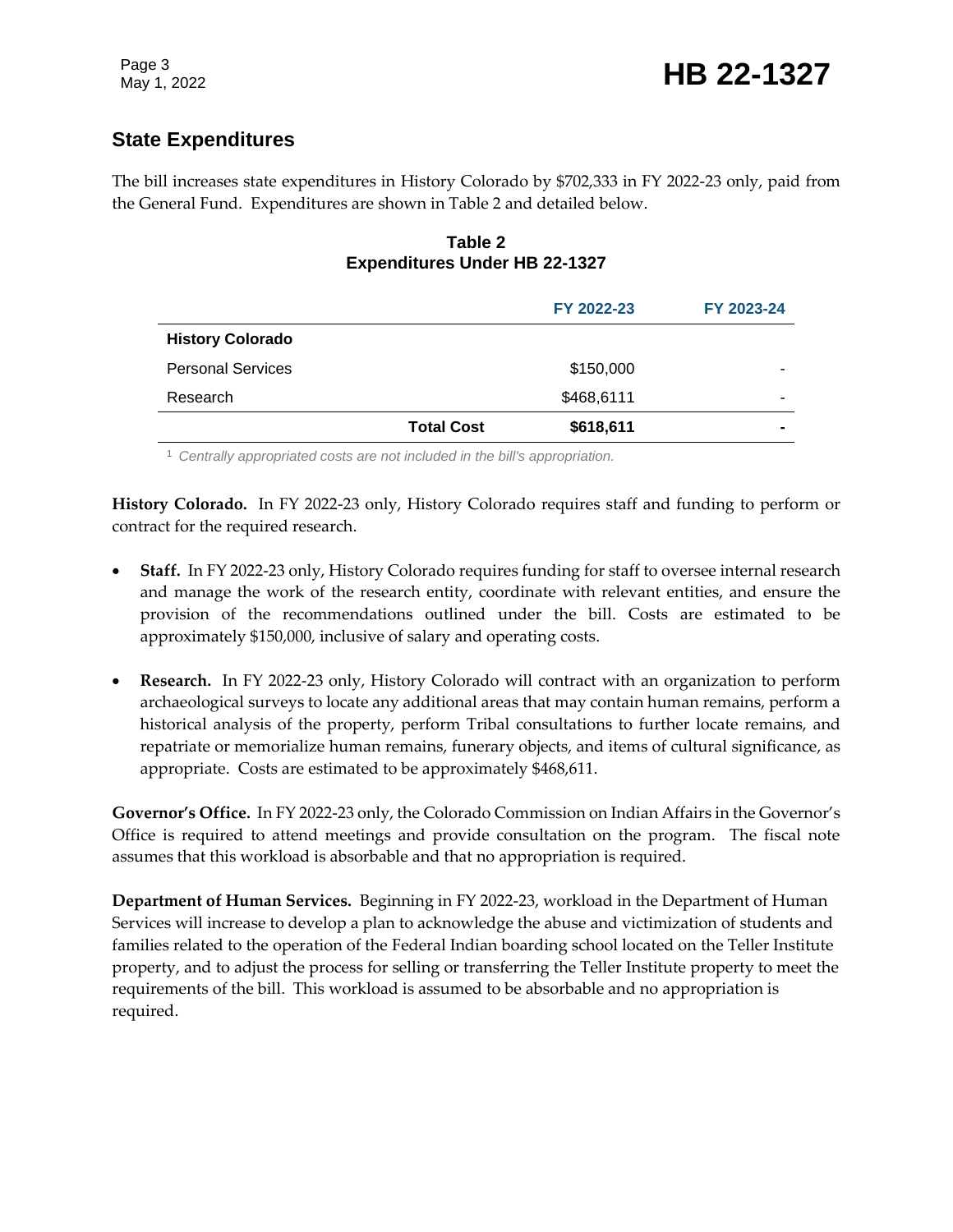## State Expenditures

The bill increases state expenditures in History Colorado by $702,333 in FY 2022-23 only, paid from the General Fund. Expenditures are shown in Table 2 and detailed below.

**Table 2**
**Expenditures Under HB 22-1327**

| | | FY 2022-23 | FY 2023-24 |
|---|---|---|---|
| **History Colorado** | | | |
| Personal Services | | $150,000 | - |
| Research | | $468,611[1] | - |
| | **Total Cost** | **$618,611** | **-** |

[1] *Centrally appropriated costs are not included in the bill's appropriation.*

**History Colorado.** In FY 2022-23 only, History Colorado requires staff and funding to perform or contract for the required research.

- **Staff.** In FY 2022-23 only, History Colorado requires funding for staff to oversee internal research and manage the work of the research entity, coordinate with relevant entities, and ensure the provision of the recommendations outlined under the bill. Costs are estimated to be approximately $150,000, inclusive of salary and operating costs.

- **Research.** In FY 2022-23 only, History Colorado will contract with an organization to perform archaeological surveys to locate any additional areas that may contain human remains, perform a historical analysis of the property, perform Tribal consultations to further locate remains, and repatriate or memorialize human remains, funerary objects, and items of cultural significance, as appropriate. Costs are estimated to be approximately $468,611.

**Governor's Office.** In FY 2022-23 only, the Colorado Commission on Indian Affairs in the Governor's Office is required to attend meetings and provide consultation on the program. The fiscal note assumes that this workload is absorbable and that no appropriation is required.

**Department of Human Services.** Beginning in FY 2022-23, workload in the Department of Human Services will increase to develop a plan to acknowledge the abuse and victimization of students and families related to the operation of the Federal Indian boarding school located on the Teller Institute property, and to adjust the process for selling or transferring the Teller Institute property to meet the requirements of the bill. This workload is assumed to be absorbable and no appropriation is required.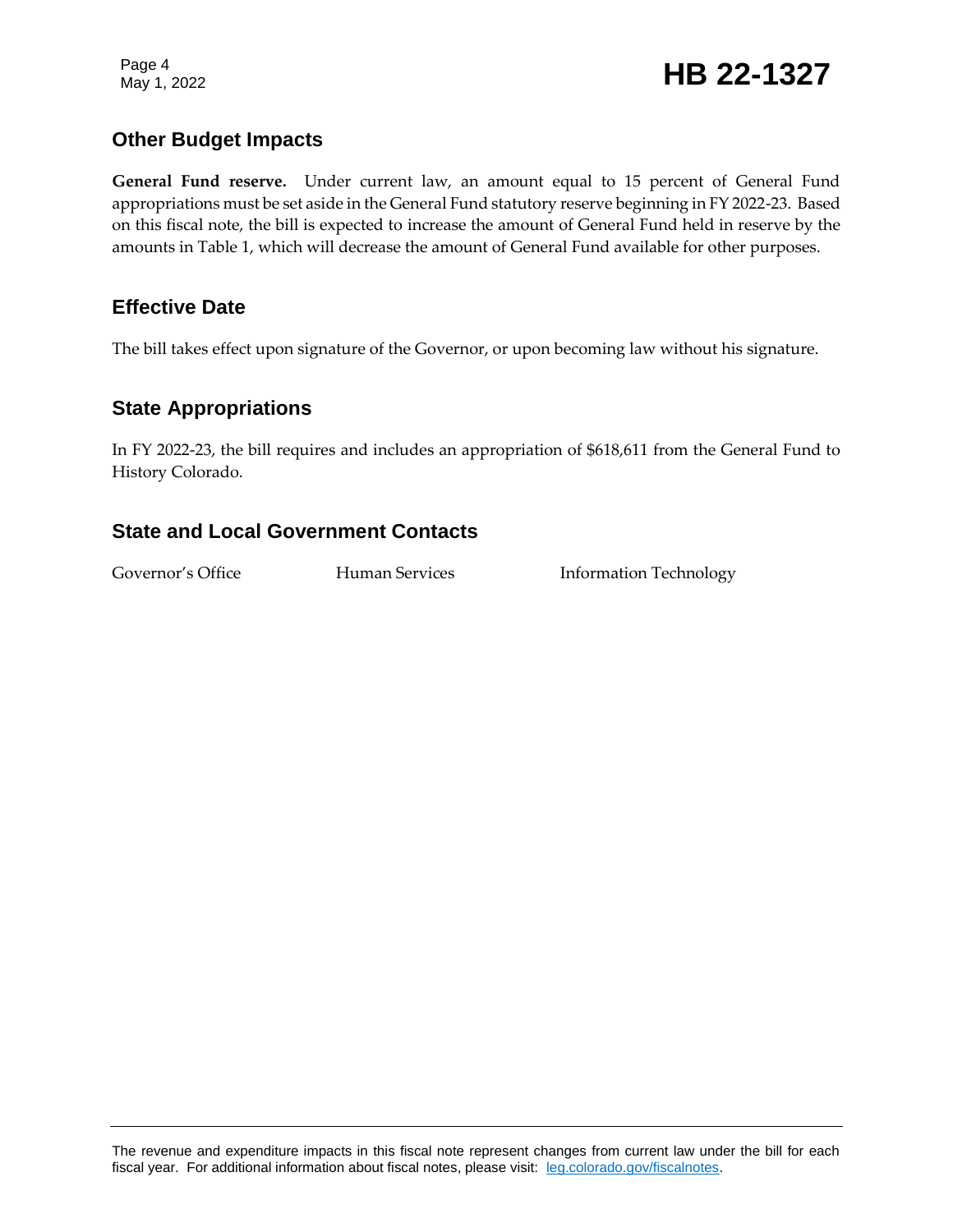## Other Budget Impacts

**General Fund reserve.** Under current law, an amount equal to 15 percent of General Fund appropriations must be set aside in the General Fund statutory reserve beginning in FY 2022-23. Based on this fiscal note, the bill is expected to increase the amount of General Fund held in reserve by the amounts in Table 1, which will decrease the amount of General Fund available for other purposes.

## Effective Date

The bill takes effect upon signature of the Governor, or upon becoming law without his signature.

## State Appropriations

In FY 2022-23, the bill requires and includes an appropriation of $618,611 from the General Fund to History Colorado.

## State and Local Government Contacts

| | | |
|---|---|---|
| Governor's Office | Human Services | Information Technology |

The revenue and expenditure impacts in this fiscal note represent changes from current law under the bill for each fiscal year. For additional information about fiscal notes, please visit: leg.colorado.gov/fiscalnotes.